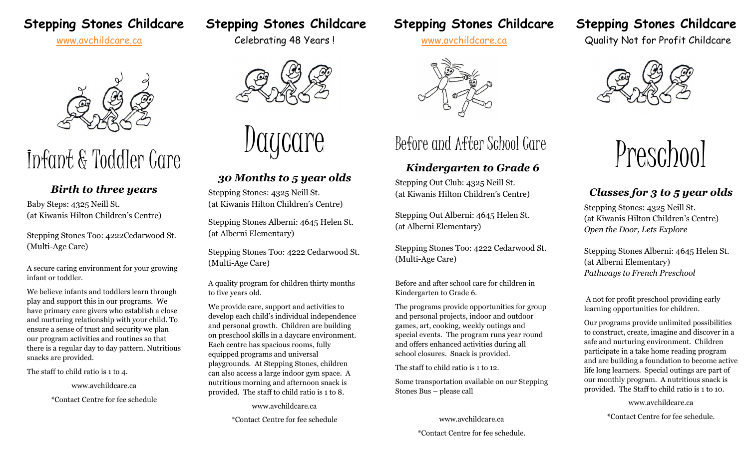# Stepping Stones Childcare

www.avchildcare.ca

## Infant & Toddler Care

### *Birth to three years*

Baby Steps: 4325 Neill St.
(at Kiwanis Hilton Children's Centre)

Stepping Stones Too: 4222Cedarwood St.
(Multi-Age Care)

A secure caring environment for your growing infant or toddler.

We believe infants and toddlers learn through play and support this in our programs. We have primary care givers who establish a close and nurturing relationship with your child. To ensure a sense of trust and security we plan our program activities and routines so that there is a regular day to day pattern. Nutritious snacks are provided.

The staff to child ratio is 1 to 4.

www.avchildcare.ca

*Contact Centre for fee schedule

# Stepping Stones Childcare

Celebrating 48 Years !

## Daycare

### *30 Months to 5 year olds*

Stepping Stones: 4325 Neill St.
(at Kiwanis Hilton Children's Centre)

Stepping Stones Alberni: 4645 Helen St.
(at Alberni Elementary)

Stepping Stones Too: 4222 Cedarwood St.
(Multi-Age Care)

A quality program for children thirty months to five years old.

We provide care, support and activities to develop each child's individual independence and personal growth. Children are building on preschool skills in a daycare environment. Each centre has spacious rooms, fully equipped playgrounds. At Stepping Stones, children can also access a large indoor gym space. A nutritious morning and afternoon snack is provided. The staff to child ratio is 1 to 8.

www.avchildcare.ca

*Contact Centre for fee schedule

# Stepping Stones Childcare

www.avchildcare.ca

## Before and After School Care

### *Kindergarten to Grade 6*

Stepping Out Club: 4325 Neill St.
(at Kiwanis Hilton Children's Centre)

Stepping Out Alberni: 4645 Helen St.
(at Alberni Elementary)

Stepping Stones Too: 4222 Cedarwood St.
(Multi-Age Care)

Before and after school care for children in Kindergarten to Grade 6.

The programs provide opportunities for group and personal projects, indoor and outdoor games, art, cooking, weekly outings and special events. The program runs year round and offers enhanced activities during all school closures. Snack is provided.

The staff to child ratio is 1 to 12.

Some transportation available on our Stepping Stones Bus – please call

www.avchildcare.ca

*Contact Centre for fee schedule.

# Stepping Stones Childcare

Quality Not for Profit Childcare

## Preschool

### *Classes for 3 to 5 year olds*

Stepping Stones: 4325 Neill St.
(at Kiwanis Hilton Children's Centre)
*Open the Door, Lets Explore*

Stepping Stones Alberni: 4645 Helen St.
(at Alberni Elementary)
*Pathways to French Preschool*

A not for profit preschool providing early learning opportunities for children.

Our programs provide unlimited possibilities to construct, create, imagine and discover in a safe and nurturing environment. Children participate in a take home reading program and are building a foundation to become active life long learners. Special outings are part of our monthly program. A nutritious snack is provided. The Staff to child ratio is 1 to 10.

www.avchildcare.ca

*Contact Centre for fee schedule.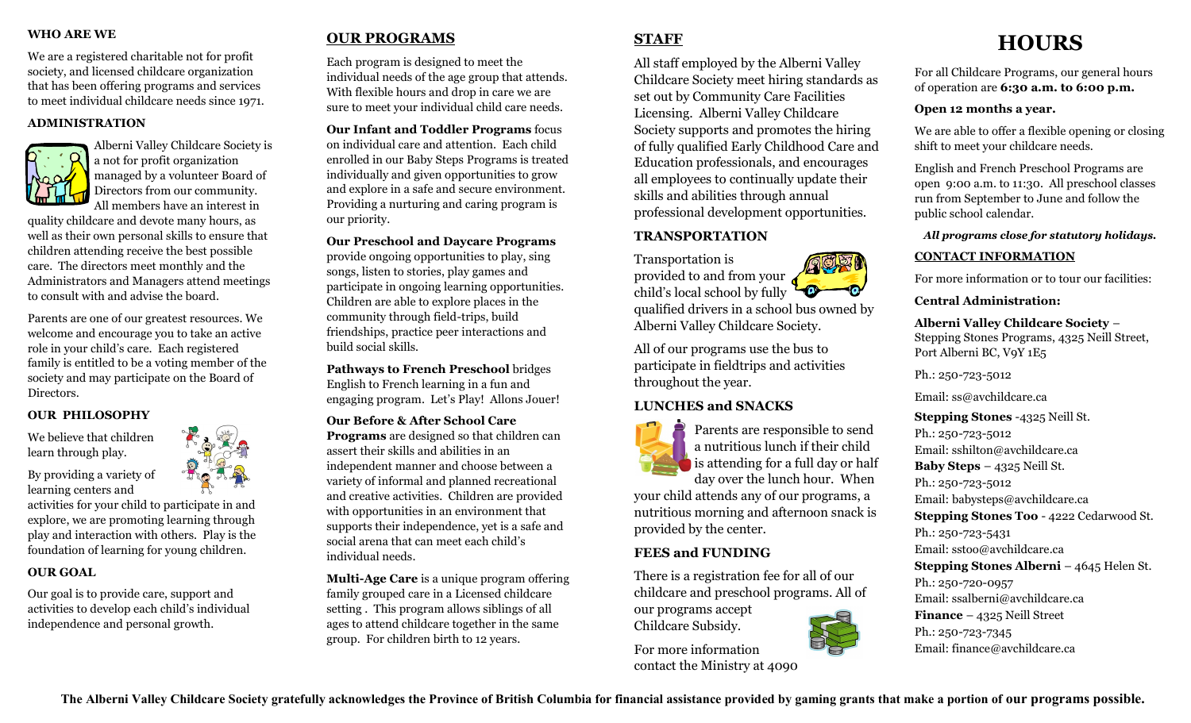## WHO ARE WE

We are a registered charitable not for profit society, and licensed childcare organization that has been offering programs and services to meet individual childcare needs since 1971.

## ADMINISTRATION

Alberni Valley Childcare Society is a not for profit organization managed by a volunteer Board of Directors from our community. All members have an interest in quality childcare and devote many hours, as well as their own personal skills to ensure that children attending receive the best possible care. The directors meet monthly and the Administrators and Managers attend meetings to consult with and advise the board.

Parents are one of our greatest resources. We welcome and encourage you to take an active role in your child's care. Each registered family is entitled to be a voting member of the society and may participate on the Board of Directors.

## OUR PHILOSOPHY

We believe that children learn through play.

By providing a variety of learning centers and activities for your child to participate in and explore, we are promoting learning through play and interaction with others. Play is the foundation of learning for young children.

## OUR GOAL

Our goal is to provide care, support and activities to develop each child's individual independence and personal growth.

## OUR PROGRAMS

Each program is designed to meet the individual needs of the age group that attends. With flexible hours and drop in care we are sure to meet your individual child care needs.

**Our Infant and Toddler Programs** focus on individual care and attention. Each child enrolled in our Baby Steps Programs is treated individually and given opportunities to grow and explore in a safe and secure environment. Providing a nurturing and caring program is our priority.

**Our Preschool and Daycare Programs** provide ongoing opportunities to play, sing songs, listen to stories, play games and participate in ongoing learning opportunities. Children are able to explore places in the community through field-trips, build friendships, practice peer interactions and build social skills.

**Pathways to French Preschool** bridges English to French learning in a fun and engaging program. Let's Play! Allons Jouer!

**Our Before & After School Care Programs** are designed so that children can assert their skills and abilities in an independent manner and choose between a variety of informal and planned recreational and creative activities. Children are provided with opportunities in an environment that supports their independence, yet is a safe and social arena that can meet each child's individual needs.

**Multi-Age Care** is a unique program offering family grouped care in a Licensed childcare setting . This program allows siblings of all ages to attend childcare together in the same group. For children birth to 12 years.

## STAFF

All staff employed by the Alberni Valley Childcare Society meet hiring standards as set out by Community Care Facilities Licensing. Alberni Valley Childcare Society supports and promotes the hiring of fully qualified Early Childhood Care and Education professionals, and encourages all employees to continually update their skills and abilities through annual professional development opportunities.

## TRANSPORTATION

Transportation is provided to and from your child's local school by fully qualified drivers in a school bus owned by Alberni Valley Childcare Society.

All of our programs use the bus to participate in fieldtrips and activities throughout the year.

## LUNCHES and SNACKS

Parents are responsible to send a nutritious lunch if their child is attending for a full day or half day over the lunch hour. When your child attends any of our programs, a nutritious morning and afternoon snack is provided by the center.

## FEES and FUNDING

There is a registration fee for all of our childcare and preschool programs. All of our programs accept Childcare Subsidy.

For more information contact the Ministry at 4090

# HOURS

For all Childcare Programs, our general hours of operation are **6:30 a.m. to 6:00 p.m.**

**Open 12 months a year.**

We are able to offer a flexible opening or closing shift to meet your childcare needs.

English and French Preschool Programs are open 9:00 a.m. to 11:30. All preschool classes run from September to June and follow the public school calendar.

***All programs close for statutory holidays.***

## CONTACT INFORMATION

For more information or to tour our facilities:

**Central Administration:**

**Alberni Valley Childcare Society** – Stepping Stones Programs, 4325 Neill Street, Port Alberni BC, V9Y 1E5

Ph.: 250-723-5012

Email: ss@avchildcare.ca

**Stepping Stones** -4325 Neill St.
Ph.: 250-723-5012
Email: sshilton@avchildcare.ca

**Baby Steps** – 4325 Neill St.
Ph.: 250-723-5012
Email: babysteps@avchildcare.ca

**Stepping Stones Too** - 4222 Cedarwood St.
Ph.: 250-723-5431
Email: sstoo@avchildcare.ca

**Stepping Stones Alberni** – 4645 Helen St.
Ph.: 250-720-0957
Email: ssalberni@avchildcare.ca

**Finance** – 4325 Neill Street
Ph.: 250-723-7345
Email: finance@avchildcare.ca

**The Alberni Valley Childcare Society gratefully acknowledges the Province of British Columbia for financial assistance provided by gaming grants that make a portion of our programs possible.**